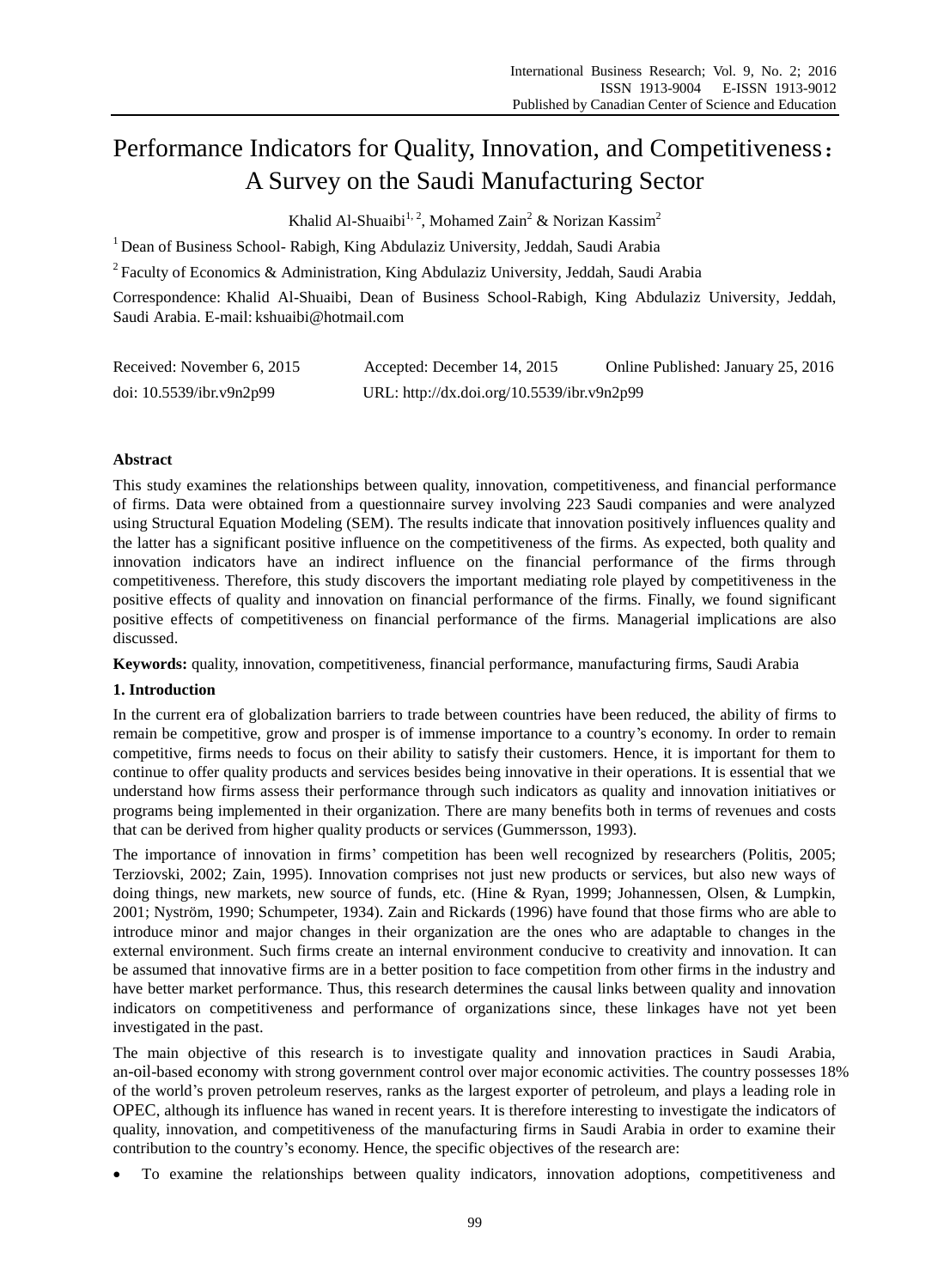# Performance Indicators for Quality, Innovation, and Competitiveness: A Survey on the Saudi Manufacturing Sector

Khalid Al-Shuaibi[1, 2], Mohamed Zain[2] & Norizan Kassim[2]

[1] Dean of Business School- Rabigh, King Abdulaziz University, Jeddah, Saudi Arabia

[2] Faculty of Economics & Administration, King Abdulaziz University, Jeddah, Saudi Arabia

Correspondence: Khalid Al-Shuaibi, Dean of Business School-Rabigh, King Abdulaziz University, Jeddah, Saudi Arabia. E-mail: kshuaibi@hotmail.com

Received: November 6, 2015 Accepted: December 14, 2015 Online Published: January 25, 2016

doi: 10.5539/ibr.v9n2p99 URL: http://dx.doi.org/10.5539/ibr.v9n2p99

## Abstract

This study examines the relationships between quality, innovation, competitiveness, and financial performance of firms. Data were obtained from a questionnaire survey involving 223 Saudi companies and were analyzed using Structural Equation Modeling (SEM). The results indicate that innovation positively influences quality and the latter has a significant positive influence on the competitiveness of the firms. As expected, both quality and innovation indicators have an indirect influence on the financial performance of the firms through competitiveness. Therefore, this study discovers the important mediating role played by competitiveness in the positive effects of quality and innovation on financial performance of the firms. Finally, we found significant positive effects of competitiveness on financial performance of the firms. Managerial implications are also discussed.

**Keywords:** quality, innovation, competitiveness, financial performance, manufacturing firms, Saudi Arabia

## 1. Introduction

In the current era of globalization barriers to trade between countries have been reduced, the ability of firms to remain be competitive, grow and prosper is of immense importance to a country's economy. In order to remain competitive, firms needs to focus on their ability to satisfy their customers. Hence, it is important for them to continue to offer quality products and services besides being innovative in their operations. It is essential that we understand how firms assess their performance through such indicators as quality and innovation initiatives or programs being implemented in their organization. There are many benefits both in terms of revenues and costs that can be derived from higher quality products or services (Gummersson, 1993).

The importance of innovation in firms' competition has been well recognized by researchers (Politis, 2005; Terziovski, 2002; Zain, 1995). Innovation comprises not just new products or services, but also new ways of doing things, new markets, new source of funds, etc. (Hine & Ryan, 1999; Johannessen, Olsen, & Lumpkin, 2001; Nyström, 1990; Schumpeter, 1934). Zain and Rickards (1996) have found that those firms who are able to introduce minor and major changes in their organization are the ones who are adaptable to changes in the external environment. Such firms create an internal environment conducive to creativity and innovation. It can be assumed that innovative firms are in a better position to face competition from other firms in the industry and have better market performance. Thus, this research determines the causal links between quality and innovation indicators on competitiveness and performance of organizations since, these linkages have not yet been investigated in the past.

The main objective of this research is to investigate quality and innovation practices in Saudi Arabia, an-oil-based economy with strong government control over major economic activities. The country possesses 18% of the world's proven petroleum reserves, ranks as the largest exporter of petroleum, and plays a leading role in OPEC, although its influence has waned in recent years. It is therefore interesting to investigate the indicators of quality, innovation, and competitiveness of the manufacturing firms in Saudi Arabia in order to examine their contribution to the country's economy. Hence, the specific objectives of the research are:

- To examine the relationships between quality indicators, innovation adoptions, competitiveness and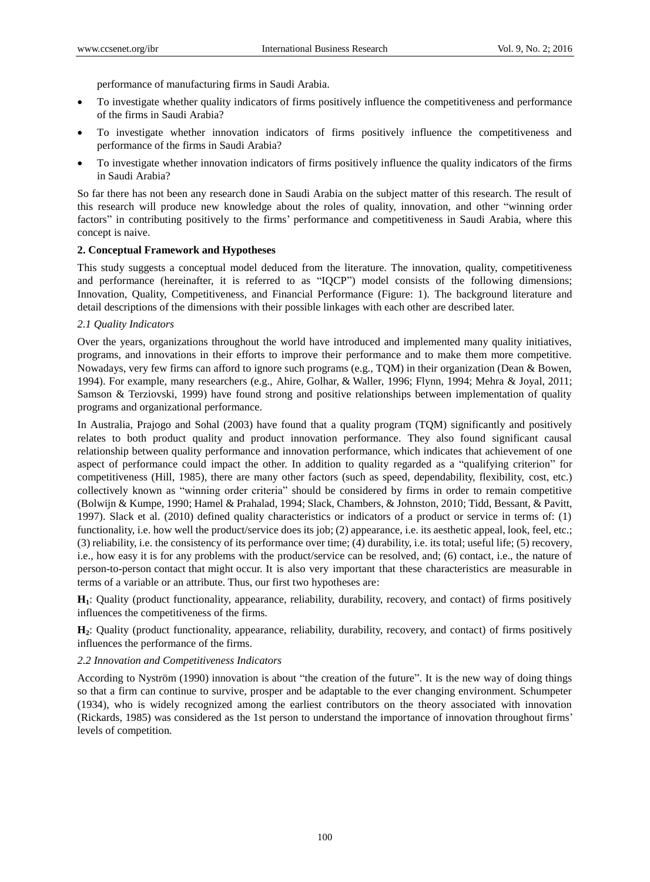performance of manufacturing firms in Saudi Arabia.

- To investigate whether quality indicators of firms positively influence the competitiveness and performance of the firms in Saudi Arabia?
- To investigate whether innovation indicators of firms positively influence the competitiveness and performance of the firms in Saudi Arabia?
- To investigate whether innovation indicators of firms positively influence the quality indicators of the firms in Saudi Arabia?

So far there has not been any research done in Saudi Arabia on the subject matter of this research. The result of this research will produce new knowledge about the roles of quality, innovation, and other "winning order factors" in contributing positively to the firms' performance and competitiveness in Saudi Arabia, where this concept is naive.

**2. Conceptual Framework and Hypotheses**

This study suggests a conceptual model deduced from the literature. The innovation, quality, competitiveness and performance (hereinafter, it is referred to as "IQCP") model consists of the following dimensions; Innovation, Quality, Competitiveness, and Financial Performance (Figure: 1). The background literature and detail descriptions of the dimensions with their possible linkages with each other are described later.

*2.1 Quality Indicators*

Over the years, organizations throughout the world have introduced and implemented many quality initiatives, programs, and innovations in their efforts to improve their performance and to make them more competitive. Nowadays, very few firms can afford to ignore such programs (e.g., TQM) in their organization (Dean & Bowen, 1994). For example, many researchers (e.g., Ahire, Golhar, & Waller, 1996; Flynn, 1994; Mehra & Joyal, 2011; Samson & Terziovski, 1999) have found strong and positive relationships between implementation of quality programs and organizational performance.

In Australia, Prajogo and Sohal (2003) have found that a quality program (TQM) significantly and positively relates to both product quality and product innovation performance. They also found significant causal relationship between quality performance and innovation performance, which indicates that achievement of one aspect of performance could impact the other. In addition to quality regarded as a "qualifying criterion" for competitiveness (Hill, 1985), there are many other factors (such as speed, dependability, flexibility, cost, etc.) collectively known as "winning order criteria" should be considered by firms in order to remain competitive (Bolwijn & Kumpe, 1990; Hamel & Prahalad, 1994; Slack, Chambers, & Johnston, 2010; Tidd, Bessant, & Pavitt, 1997). Slack et al. (2010) defined quality characteristics or indicators of a product or service in terms of: (1) functionality, i.e. how well the product/service does its job; (2) appearance, i.e. its aesthetic appeal, look, feel, etc.; (3) reliability, i.e. the consistency of its performance over time; (4) durability, i.e. its total; useful life; (5) recovery, i.e., how easy it is for any problems with the product/service can be resolved, and; (6) contact, i.e., the nature of person-to-person contact that might occur. It is also very important that these characteristics are measurable in terms of a variable or an attribute. Thus, our first two hypotheses are:

**$H_1$**: Quality (product functionality, appearance, reliability, durability, recovery, and contact) of firms positively influences the competitiveness of the firms.

**$H_2$**: Quality (product functionality, appearance, reliability, durability, recovery, and contact) of firms positively influences the performance of the firms.

*2.2 Innovation and Competitiveness Indicators*

According to Nyström (1990) innovation is about "the creation of the future". It is the new way of doing things so that a firm can continue to survive, prosper and be adaptable to the ever changing environment. Schumpeter (1934), who is widely recognized among the earliest contributors on the theory associated with innovation (Rickards, 1985) was considered as the 1st person to understand the importance of innovation throughout firms' levels of competition.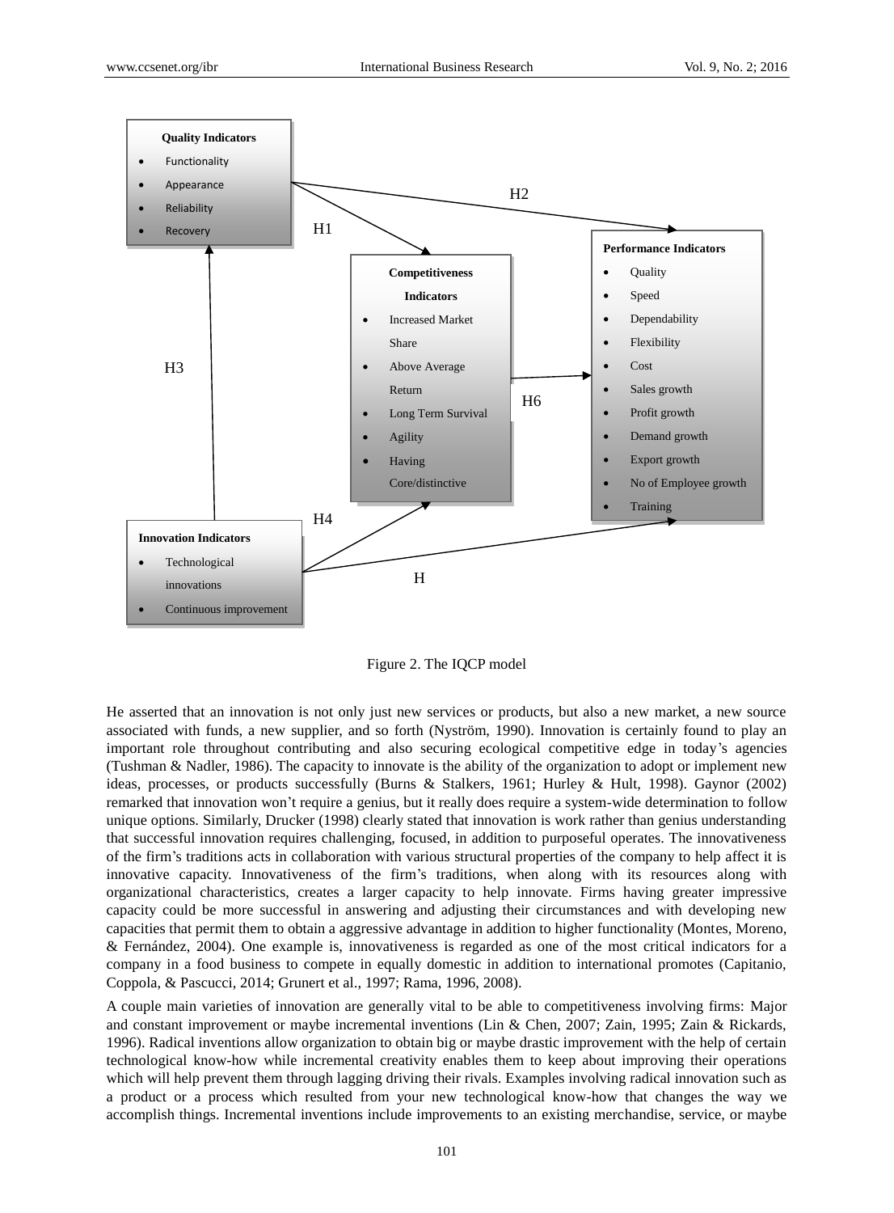**Quality Indicators**

- Functionality
- Appearance
- Reliability
- Recovery

**Competitiveness Indicators**

- Increased Market Share
- Above Average Return
- Long Term Survival
- Agility
- Having Core/distinctive

**Performance Indicators**

- Quality
- Speed
- Dependability
- Flexibility
- Cost
- Sales growth
- Profit growth
- Demand growth
- Export growth
- No of Employee growth
- Training

**Innovation Indicators**

- Technological innovations
- Continuous improvement

H1 H2 H3 H4 H H6

Figure 2. The IQCP model

He asserted that an innovation is not only just new services or products, but also a new market, a new source associated with funds, a new supplier, and so forth (Nyström, 1990). Innovation is certainly found to play an important role throughout contributing and also securing ecological competitive edge in today's agencies (Tushman & Nadler, 1986). The capacity to innovate is the ability of the organization to adopt or implement new ideas, processes, or products successfully (Burns & Stalkers, 1961; Hurley & Hult, 1998). Gaynor (2002) remarked that innovation won't require a genius, but it really does require a system-wide determination to follow unique options. Similarly, Drucker (1998) clearly stated that innovation is work rather than genius understanding that successful innovation requires challenging, focused, in addition to purposeful operates. The innovativeness of the firm's traditions acts in collaboration with various structural properties of the company to help affect it is innovative capacity. Innovativeness of the firm's traditions, when along with its resources along with organizational characteristics, creates a larger capacity to help innovate. Firms having greater impressive capacity could be more successful in answering and adjusting their circumstances and with developing new capacities that permit them to obtain a aggressive advantage in addition to higher functionality (Montes, Moreno, & Fernández, 2004). One example is, innovativeness is regarded as one of the most critical indicators for a company in a food business to compete in equally domestic in addition to international promotes (Capitanio, Coppola, & Pascucci, 2014; Grunert et al., 1997; Rama, 1996, 2008).

A couple main varieties of innovation are generally vital to be able to competitiveness involving firms: Major and constant improvement or maybe incremental inventions (Lin & Chen, 2007; Zain, 1995; Zain & Rickards, 1996). Radical inventions allow organization to obtain big or maybe drastic improvement with the help of certain technological know-how while incremental creativity enables them to keep about improving their operations which will help prevent them through lagging driving their rivals. Examples involving radical innovation such as a product or a process which resulted from your new technological know-how that changes the way we accomplish things. Incremental inventions include improvements to an existing merchandise, service, or maybe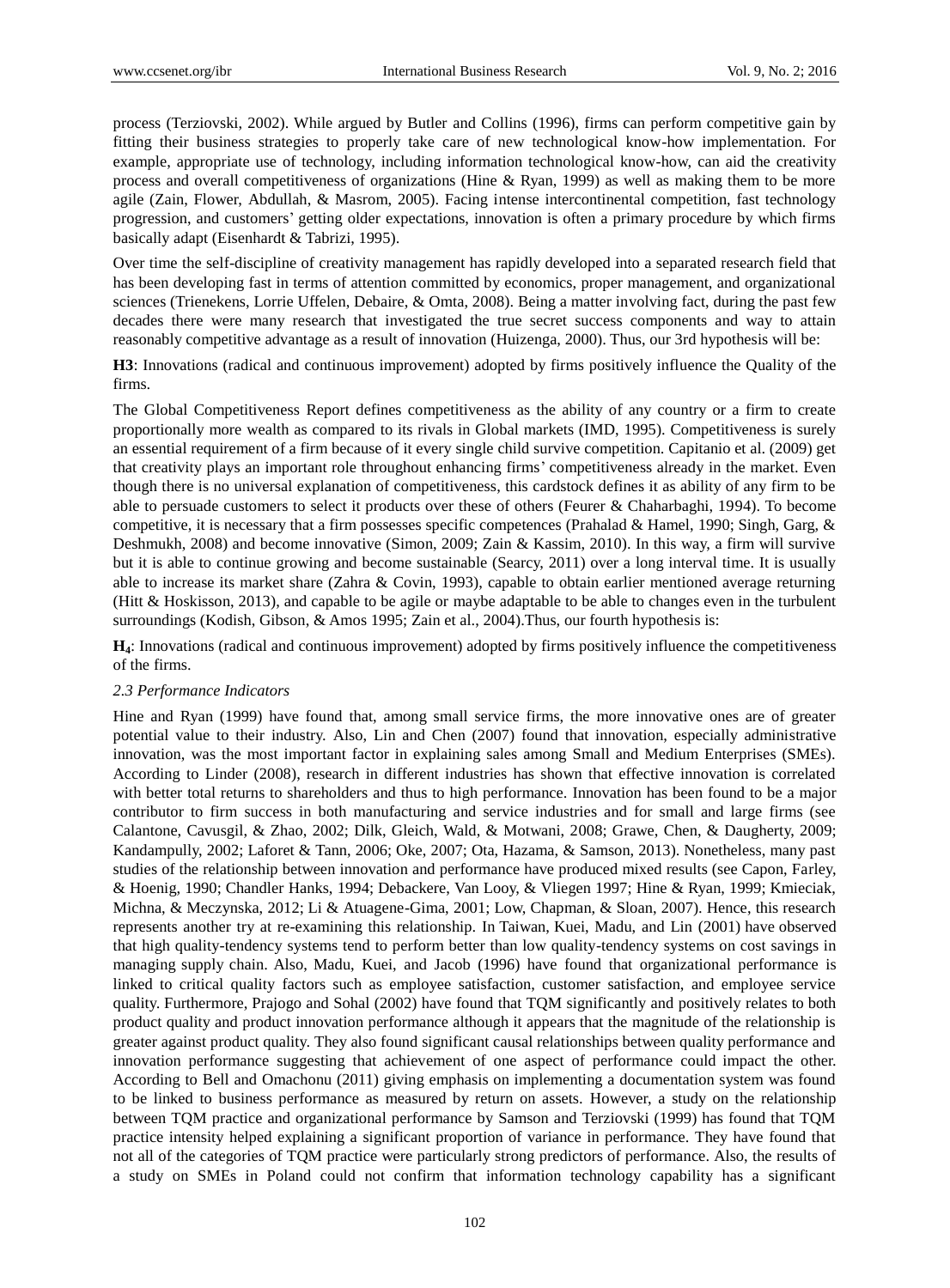process (Terziovski, 2002). While argued by Butler and Collins (1996), firms can perform competitive gain by fitting their business strategies to properly take care of new technological know-how implementation. For example, appropriate use of technology, including information technological know-how, can aid the creativity process and overall competitiveness of organizations (Hine & Ryan, 1999) as well as making them to be more agile (Zain, Flower, Abdullah, & Masrom, 2005). Facing intense intercontinental competition, fast technology progression, and customers' getting older expectations, innovation is often a primary procedure by which firms basically adapt (Eisenhardt & Tabrizi, 1995).

Over time the self-discipline of creativity management has rapidly developed into a separated research field that has been developing fast in terms of attention committed by economics, proper management, and organizational sciences (Trienekens, Lorrie Uffelen, Debaire, & Omta, 2008). Being a matter involving fact, during the past few decades there were many research that investigated the true secret success components and way to attain reasonably competitive advantage as a result of innovation (Huizenga, 2000). Thus, our 3rd hypothesis will be:

**H3**: Innovations (radical and continuous improvement) adopted by firms positively influence the Quality of the firms.

The Global Competitiveness Report defines competitiveness as the ability of any country or a firm to create proportionally more wealth as compared to its rivals in Global markets (IMD, 1995). Competitiveness is surely an essential requirement of a firm because of it every single child survive competition. Capitanio et al. (2009) get that creativity plays an important role throughout enhancing firms' competitiveness already in the market. Even though there is no universal explanation of competitiveness, this cardstock defines it as ability of any firm to be able to persuade customers to select it products over these of others (Feurer & Chaharbaghi, 1994). To become competitive, it is necessary that a firm possesses specific competences (Prahalad & Hamel, 1990; Singh, Garg, & Deshmukh, 2008) and become innovative (Simon, 2009; Zain & Kassim, 2010). In this way, a firm will survive but it is able to continue growing and become sustainable (Searcy, 2011) over a long interval time. It is usually able to increase its market share (Zahra & Covin, 1993), capable to obtain earlier mentioned average returning (Hitt & Hoskisson, 2013), and capable to be agile or maybe adaptable to be able to changes even in the turbulent surroundings (Kodish, Gibson, & Amos 1995; Zain et al., 2004).Thus, our fourth hypothesis is:

**$H_4$**: Innovations (radical and continuous improvement) adopted by firms positively influence the competitiveness of the firms.

### *2.3 Performance Indicators*

Hine and Ryan (1999) have found that, among small service firms, the more innovative ones are of greater potential value to their industry. Also, Lin and Chen (2007) found that innovation, especially administrative innovation, was the most important factor in explaining sales among Small and Medium Enterprises (SMEs). According to Linder (2008), research in different industries has shown that effective innovation is correlated with better total returns to shareholders and thus to high performance. Innovation has been found to be a major contributor to firm success in both manufacturing and service industries and for small and large firms (see Calantone, Cavusgil, & Zhao, 2002; Dilk, Gleich, Wald, & Motwani, 2008; Grawe, Chen, & Daugherty, 2009; Kandampully, 2002; Laforet & Tann, 2006; Oke, 2007; Ota, Hazama, & Samson, 2013). Nonetheless, many past studies of the relationship between innovation and performance have produced mixed results (see Capon, Farley, & Hoenig, 1990; Chandler Hanks, 1994; Debackere, Van Looy, & Vliegen 1997; Hine & Ryan, 1999; Kmieciak, Michna, & Meczynska, 2012; Li & Atuagene-Gima, 2001; Low, Chapman, & Sloan, 2007). Hence, this research represents another try at re-examining this relationship. In Taiwan, Kuei, Madu, and Lin (2001) have observed that high quality-tendency systems tend to perform better than low quality-tendency systems on cost savings in managing supply chain. Also, Madu, Kuei, and Jacob (1996) have found that organizational performance is linked to critical quality factors such as employee satisfaction, customer satisfaction, and employee service quality. Furthermore, Prajogo and Sohal (2002) have found that TQM significantly and positively relates to both product quality and product innovation performance although it appears that the magnitude of the relationship is greater against product quality. They also found significant causal relationships between quality performance and innovation performance suggesting that achievement of one aspect of performance could impact the other. According to Bell and Omachonu (2011) giving emphasis on implementing a documentation system was found to be linked to business performance as measured by return on assets. However, a study on the relationship between TQM practice and organizational performance by Samson and Terziovski (1999) has found that TQM practice intensity helped explaining a significant proportion of variance in performance. They have found that not all of the categories of TQM practice were particularly strong predictors of performance. Also, the results of a study on SMEs in Poland could not confirm that information technology capability has a significant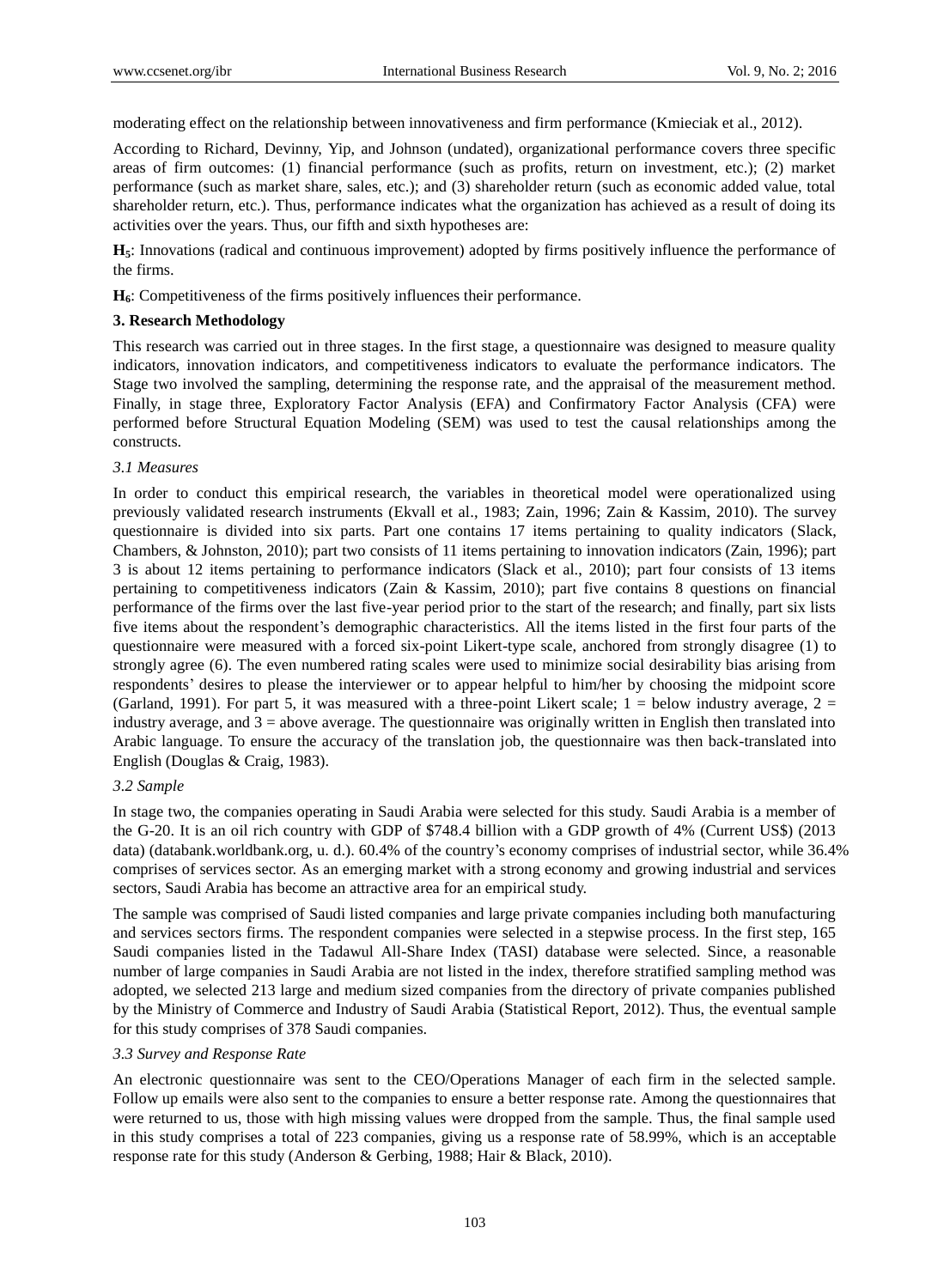moderating effect on the relationship between innovativeness and firm performance (Kmieciak et al., 2012).

According to Richard, Devinny, Yip, and Johnson (undated), organizational performance covers three specific areas of firm outcomes: (1) financial performance (such as profits, return on investment, etc.); (2) market performance (such as market share, sales, etc.); and (3) shareholder return (such as economic added value, total shareholder return, etc.). Thus, performance indicates what the organization has achieved as a result of doing its activities over the years. Thus, our fifth and sixth hypotheses are:

**$H_5$**: Innovations (radical and continuous improvement) adopted by firms positively influence the performance of the firms.

**$H_6$**: Competitiveness of the firms positively influences their performance.

### 3. Research Methodology

This research was carried out in three stages. In the first stage, a questionnaire was designed to measure quality indicators, innovation indicators, and competitiveness indicators to evaluate the performance indicators. The Stage two involved the sampling, determining the response rate, and the appraisal of the measurement method. Finally, in stage three, Exploratory Factor Analysis (EFA) and Confirmatory Factor Analysis (CFA) were performed before Structural Equation Modeling (SEM) was used to test the causal relationships among the constructs.

#### *3.1 Measures*

In order to conduct this empirical research, the variables in theoretical model were operationalized using previously validated research instruments (Ekvall et al., 1983; Zain, 1996; Zain & Kassim, 2010). The survey questionnaire is divided into six parts. Part one contains 17 items pertaining to quality indicators (Slack, Chambers, & Johnston, 2010); part two consists of 11 items pertaining to innovation indicators (Zain, 1996); part 3 is about 12 items pertaining to performance indicators (Slack et al., 2010); part four consists of 13 items pertaining to competitiveness indicators (Zain & Kassim, 2010); part five contains 8 questions on financial performance of the firms over the last five-year period prior to the start of the research; and finally, part six lists five items about the respondent's demographic characteristics. All the items listed in the first four parts of the questionnaire were measured with a forced six-point Likert-type scale, anchored from strongly disagree (1) to strongly agree (6). The even numbered rating scales were used to minimize social desirability bias arising from respondents' desires to please the interviewer or to appear helpful to him/her by choosing the midpoint score (Garland, 1991). For part 5, it was measured with a three-point Likert scale; 1 = below industry average, 2 = industry average, and 3 = above average. The questionnaire was originally written in English then translated into Arabic language. To ensure the accuracy of the translation job, the questionnaire was then back-translated into English (Douglas & Craig, 1983).

#### *3.2 Sample*

In stage two, the companies operating in Saudi Arabia were selected for this study. Saudi Arabia is a member of the G-20. It is an oil rich country with GDP of $748.4 billion with a GDP growth of 4% (Current US$) (2013 data) (databank.worldbank.org, u. d.). 60.4% of the country's economy comprises of industrial sector, while 36.4% comprises of services sector. As an emerging market with a strong economy and growing industrial and services sectors, Saudi Arabia has become an attractive area for an empirical study.

The sample was comprised of Saudi listed companies and large private companies including both manufacturing and services sectors firms. The respondent companies were selected in a stepwise process. In the first step, 165 Saudi companies listed in the Tadawul All-Share Index (TASI) database were selected. Since, a reasonable number of large companies in Saudi Arabia are not listed in the index, therefore stratified sampling method was adopted, we selected 213 large and medium sized companies from the directory of private companies published by the Ministry of Commerce and Industry of Saudi Arabia (Statistical Report, 2012). Thus, the eventual sample for this study comprises of 378 Saudi companies.

#### *3.3 Survey and Response Rate*

An electronic questionnaire was sent to the CEO/Operations Manager of each firm in the selected sample. Follow up emails were also sent to the companies to ensure a better response rate. Among the questionnaires that were returned to us, those with high missing values were dropped from the sample. Thus, the final sample used in this study comprises a total of 223 companies, giving us a response rate of 58.99%, which is an acceptable response rate for this study (Anderson & Gerbing, 1988; Hair & Black, 2010).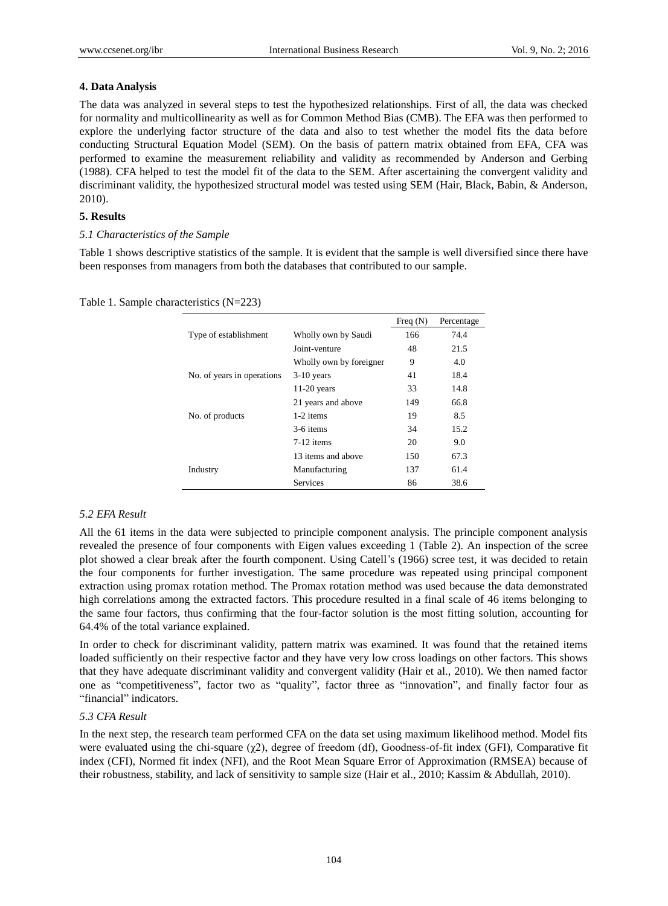## 4. Data Analysis

The data was analyzed in several steps to test the hypothesized relationships. First of all, the data was checked for normality and multicollinearity as well as for Common Method Bias (CMB). The EFA was then performed to explore the underlying factor structure of the data and also to test whether the model fits the data before conducting Structural Equation Model (SEM). On the basis of pattern matrix obtained from EFA, CFA was performed to examine the measurement reliability and validity as recommended by Anderson and Gerbing (1988). CFA helped to test the model fit of the data to the SEM. After ascertaining the convergent validity and discriminant validity, the hypothesized structural model was tested using SEM (Hair, Black, Babin, & Anderson, 2010).

## 5. Results

### *5.1 Characteristics of the Sample*

Table 1 shows descriptive statistics of the sample. It is evident that the sample is well diversified since there have been responses from managers from both the databases that contributed to our sample.

Table 1. Sample characteristics (N=223)

| | | Freq (N) | Percentage |
|---|---|---|---|
| Type of establishment | Wholly own by Saudi | 166 | 74.4 |
| | Joint-venture | 48 | 21.5 |
| | Wholly own by foreigner | 9 | 4.0 |
| No. of years in operations | 3-10 years | 41 | 18.4 |
| | 11-20 years | 33 | 14.8 |
| | 21 years and above | 149 | 66.8 |
| No. of products | 1-2 items | 19 | 8.5 |
| | 3-6 items | 34 | 15.2 |
| | 7-12 items | 20 | 9.0 |
| | 13 items and above | 150 | 67.3 |
| Industry | Manufacturing | 137 | 61.4 |
| | Services | 86 | 38.6 |

### *5.2 EFA Result*

All the 61 items in the data were subjected to principle component analysis. The principle component analysis revealed the presence of four components with Eigen values exceeding 1 (Table 2). An inspection of the scree plot showed a clear break after the fourth component. Using Catell's (1966) scree test, it was decided to retain the four components for further investigation. The same procedure was repeated using principal component extraction using promax rotation method. The Promax rotation method was used because the data demonstrated high correlations among the extracted factors. This procedure resulted in a final scale of 46 items belonging to the same four factors, thus confirming that the four-factor solution is the most fitting solution, accounting for 64.4% of the total variance explained.

In order to check for discriminant validity, pattern matrix was examined. It was found that the retained items loaded sufficiently on their respective factor and they have very low cross loadings on other factors. This shows that they have adequate discriminant validity and convergent validity (Hair et al., 2010). We then named factor one as "competitiveness", factor two as "quality", factor three as "innovation", and finally factor four as "financial" indicators.

### *5.3 CFA Result*

In the next step, the research team performed CFA on the data set using maximum likelihood method. Model fits were evaluated using the chi-square ($\chi 2$), degree of freedom (df), Goodness-of-fit index (GFI), Comparative fit index (CFI), Normed fit index (NFI), and the Root Mean Square Error of Approximation (RMSEA) because of their robustness, stability, and lack of sensitivity to sample size (Hair et al., 2010; Kassim & Abdullah, 2010).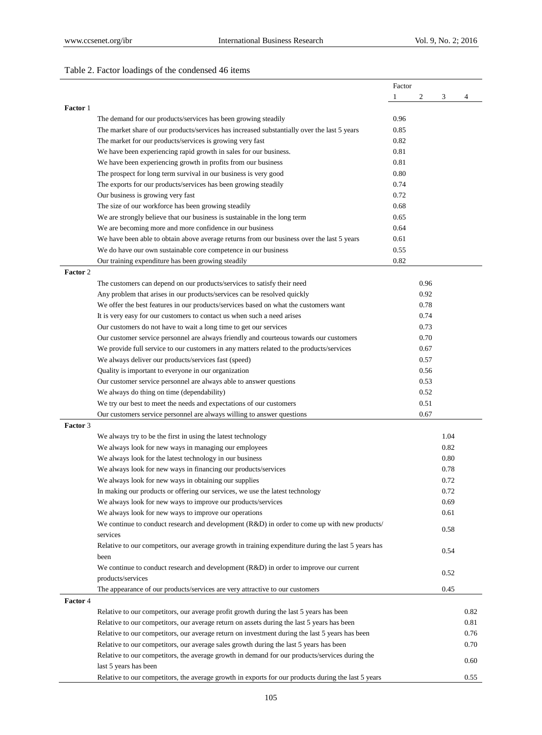Table 2. Factor loadings of the condensed 46 items

| | | Factor | | | |
|---|---|---|---|---|---|
| | | 1 | 2 | 3 | 4 |
| **Factor** 1 | | | | | |
| | The demand for our products/services has been growing steadily | 0.96 | | | |
| | The market share of our products/services has increased substantially over the last 5 years | 0.85 | | | |
| | The market for our products/services is growing very fast | 0.82 | | | |
| | We have been experiencing rapid growth in sales for our business. | 0.81 | | | |
| | We have been experiencing growth in profits from our business | 0.81 | | | |
| | The prospect for long term survival in our business is very good | 0.80 | | | |
| | The exports for our products/services has been growing steadily | 0.74 | | | |
| | Our business is growing very fast | 0.72 | | | |
| | The size of our workforce has been growing steadily | 0.68 | | | |
| | We are strongly believe that our business is sustainable in the long term | 0.65 | | | |
| | We are becoming more and more confidence in our business | 0.64 | | | |
| | We have been able to obtain above average returns from our business over the last 5 years | 0.61 | | | |
| | We do have our own sustainable core competence in our business | 0.55 | | | |
| | Our training expenditure has been growing steadily | 0.82 | | | |
| **Factor** 2 | | | | | |
| | The customers can depend on our products/services to satisfy their need | | 0.96 | | |
| | Any problem that arises in our products/services can be resolved quickly | | 0.92 | | |
| | We offer the best features in our products/services based on what the customers want | | 0.78 | | |
| | It is very easy for our customers to contact us when such a need arises | | 0.74 | | |
| | Our customers do not have to wait a long time to get our services | | 0.73 | | |
| | Our customer service personnel are always friendly and courteous towards our customers | | 0.70 | | |
| | We provide full service to our customers in any matters related to the products/services | | 0.67 | | |
| | We always deliver our products/services fast (speed) | | 0.57 | | |
| | Quality is important to everyone in our organization | | 0.56 | | |
| | Our customer service personnel are always able to answer questions | | 0.53 | | |
| | We always do thing on time (dependability) | | 0.52 | | |
| | We try our best to meet the needs and expectations of our customers | | 0.51 | | |
| | Our customers service personnel are always willing to answer questions | | 0.67 | | |
| **Factor** 3 | | | | | |
| | We always try to be the first in using the latest technology | | | 1.04 | |
| | We always look for new ways in managing our employees | | | 0.82 | |
| | We always look for the latest technology in our business | | | 0.80 | |
| | We always look for new ways in financing our products/services | | | 0.78 | |
| | We always look for new ways in obtaining our supplies | | | 0.72 | |
| | In making our products or offering our services, we use the latest technology | | | 0.72 | |
| | We always look for new ways to improve our products/services | | | 0.69 | |
| | We always look for new ways to improve our operations | | | 0.61 | |
| | We continue to conduct research and development (R&D) in order to come up with new products/ services | | | 0.58 | |
| | Relative to our competitors, our average growth in training expenditure during the last 5 years has been | | | 0.54 | |
| | We continue to conduct research and development (R&D) in order to improve our current products/services | | | 0.52 | |
| | The appearance of our products/services are very attractive to our customers | | | 0.45 | |
| **Factor** 4 | | | | | |
| | Relative to our competitors, our average profit growth during the last 5 years has been | | | | 0.82 |
| | Relative to our competitors, our average return on assets during the last 5 years has been | | | | 0.81 |
| | Relative to our competitors, our average return on investment during the last 5 years has been | | | | 0.76 |
| | Relative to our competitors, our average sales growth during the last 5 years has been | | | | 0.70 |
| | Relative to our competitors, the average growth in demand for our products/services during the last 5 years has been | | | | 0.60 |
| | Relative to our competitors, the average growth in exports for our products during the last 5 years | | | | 0.55 |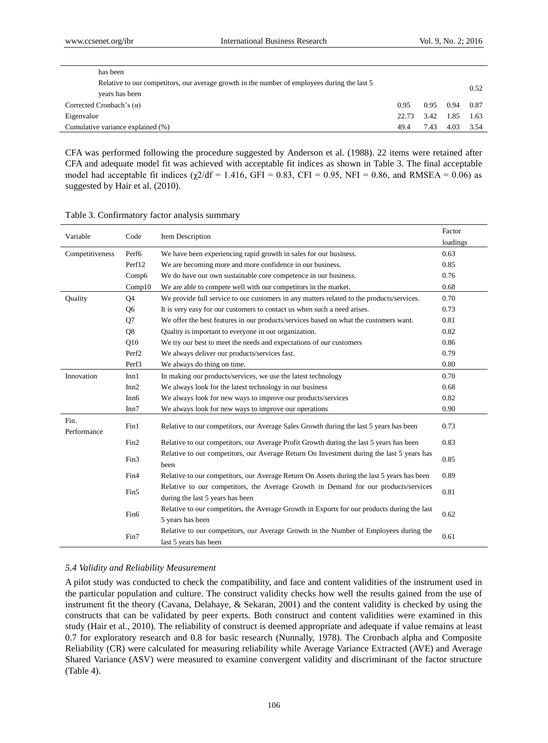| | | | | |
|---|---|---|---|---|
| has been | | | | |
| Relative to our competitors, our average growth in the number of employees during the last 5 years has been | | | | 0.52 |
| Corrected Cronbach's (α) | 0.95 | 0.95 | 0.94 | 0.87 |
| Eigenvalue | 22.73 | 3.42 | 1.85 | 1.63 |
| Cumulative variance explained (%) | 49.4 | 7.43 | 4.03 | 3.54 |

CFA was performed following the procedure suggested by Anderson et al. (1988). 22 items were retained after CFA and adequate model fit was achieved with acceptable fit indices as shown in Table 3. The final acceptable model had acceptable fit indices ($\chi 2/df = 1.416$, GFI = 0.83, CFI = 0.95, NFI = 0.86, and RMSEA = 0.06) as suggested by Hair et al. (2010).

Table 3. Confirmatory factor analysis summary

| Variable | Code | Item Description | Factor loadings |
|---|---|---|---|
| Competitiveness | Perf6 | We have been experiencing rapid growth in sales for our business. | 0.63 |
| | Perf12 | We are becoming more and more confidence in our business. | 0.85 |
| | Comp6 | We do have our own sustainable core competence in our business. | 0.76 |
| | Comp10 | We are able to compete well with our competitors in the market. | 0.68 |
| Quality | Q4 | We provide full service to our customers in any matters related to the products/services. | 0.70 |
| | Q6 | It is very easy for our customers to contact us when such a need arises. | 0.73 |
| | Q7 | We offer the best features in our products/services based on what the customers want. | 0.81 |
| | Q8 | Quality is important to everyone in our organization. | 0.82 |
| | Q10 | We try our best to meet the needs and expectations of our customers | 0.86 |
| | Perf2 | We always deliver our products/services fast. | 0.79 |
| | Perf3 | We always do thing on time. | 0.80 |
| Innovation | Inn1 | In making our products/services, we use the latest technology | 0.70 |
| | Inn2 | We always look for the latest technology in our business | 0.68 |
| | Inn6 | We always look for new ways to improve our products/services | 0.82 |
| | Inn7 | We always look for new ways to improve our operations | 0.90 |
| Fin. Performance | Fin1 | Relative to our competitors, our Average Sales Growth during the last 5 years has been | 0.73 |
| | Fin2 | Relative to our competitors, our Average Profit Growth during the last 5 years has been | 0.83 |
| | Fin3 | Relative to our competitors, our Average Return On Investment during the last 5 years has been | 0.85 |
| | Fin4 | Relative to our competitors, our Average Return On Assets during the last 5 years has been | 0.89 |
| | Fin5 | Relative to our competitors, the Average Growth in Demand for our products/services during the last 5 years has been | 0.81 |
| | Fin6 | Relative to our competitors, the Average Growth in Exports for our products during the last 5 years has been | 0.62 |
| | Fin7 | Relative to our competitors, our Average Growth in the Number of Employees during the last 5 years has been | 0.61 |

### *5.4 Validity and Reliability Measurement*

A pilot study was conducted to check the compatibility, and face and content validities of the instrument used in the particular population and culture. The construct validity checks how well the results gained from the use of instrument fit the theory (Cavana, Delahaye, & Sekaran, 2001) and the content validity is checked by using the constructs that can be validated by peer experts. Both construct and content validities were examined in this study (Hair et al., 2010). The reliability of construct is deemed appropriate and adequate if value remains at least 0.7 for exploratory research and 0.8 for basic research (Nunnally, 1978). The Cronbach alpha and Composite Reliability (CR) were calculated for measuring reliability while Average Variance Extracted (AVE) and Average Shared Variance (ASV) were measured to examine convergent validity and discriminant of the factor structure (Table 4).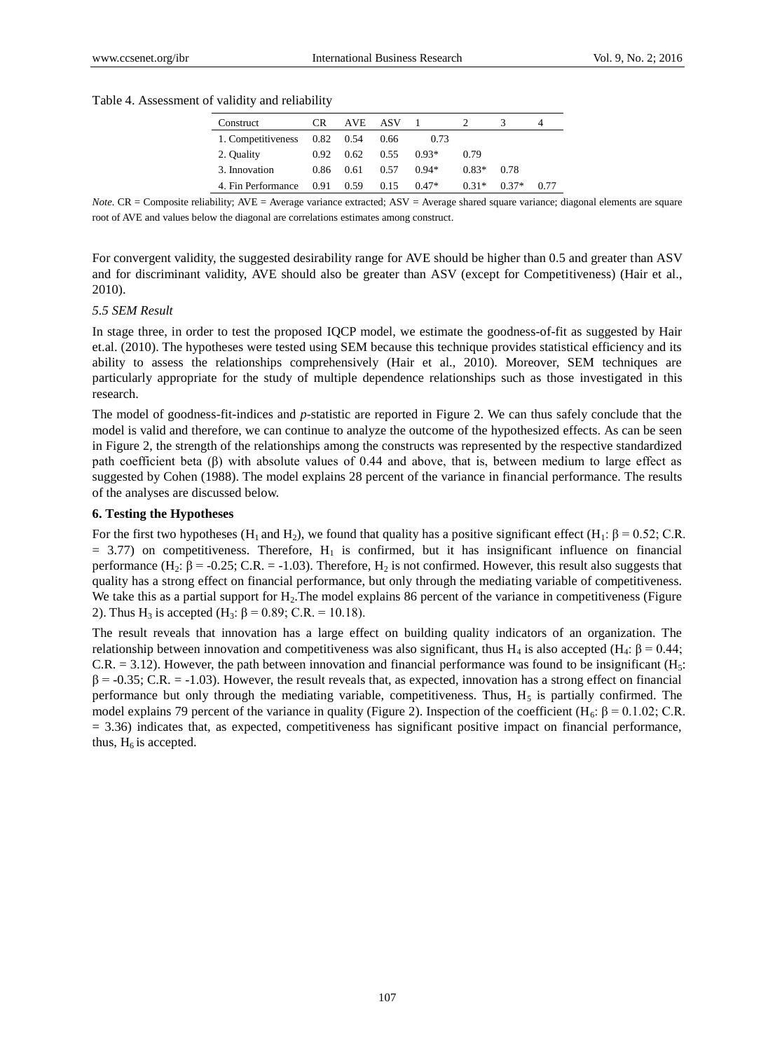Table 4. Assessment of validity and reliability

| Construct | CR | AVE | ASV | 1 | 2 | 3 | 4 |
|---|---|---|---|---|---|---|---|
| 1. Competitiveness | 0.82 | 0.54 | 0.66 | 0.73 | | | |
| 2. Quality | 0.92 | 0.62 | 0.55 | 0.93* | 0.79 | | |
| 3. Innovation | 0.86 | 0.61 | 0.57 | 0.94* | 0.83* | 0.78 | |
| 4. Fin Performance | 0.91 | 0.59 | 0.15 | 0.47* | 0.31* | 0.37* | 0.77 |

*Note.* CR = Composite reliability; AVE = Average variance extracted; ASV = Average shared square variance; diagonal elements are square root of AVE and values below the diagonal are correlations estimates among construct.

For convergent validity, the suggested desirability range for AVE should be higher than 0.5 and greater than ASV and for discriminant validity, AVE should also be greater than ASV (except for Competitiveness) (Hair et al., 2010).

*5.5 SEM Result*

In stage three, in order to test the proposed IQCP model, we estimate the goodness-of-fit as suggested by Hair et.al. (2010). The hypotheses were tested using SEM because this technique provides statistical efficiency and its ability to assess the relationships comprehensively (Hair et al., 2010). Moreover, SEM techniques are particularly appropriate for the study of multiple dependence relationships such as those investigated in this research.

The model of goodness-fit-indices and *p*-statistic are reported in Figure 2. We can thus safely conclude that the model is valid and therefore, we can continue to analyze the outcome of the hypothesized effects. As can be seen in Figure 2, the strength of the relationships among the constructs was represented by the respective standardized path coefficient beta ($\beta$) with absolute values of 0.44 and above, that is, between medium to large effect as suggested by Cohen (1988). The model explains 28 percent of the variance in financial performance. The results of the analyses are discussed below.

**6. Testing the Hypotheses**

For the first two hypotheses ($H_1$ and $H_2$), we found that quality has a positive significant effect ($H_1$: $\beta = 0.52$; C.R. = 3.77) on competitiveness. Therefore, $H_1$ is confirmed, but it has insignificant influence on financial performance ($H_2$: $\beta = -0.25$; C.R. = -1.03). Therefore, $H_2$ is not confirmed. However, this result also suggests that quality has a strong effect on financial performance, but only through the mediating variable of competitiveness. We take this as a partial support for $H_2$.The model explains 86 percent of the variance in competitiveness (Figure 2). Thus $H_3$ is accepted ($H_3$: $\beta = 0.89$; C.R. = 10.18).

The result reveals that innovation has a large effect on building quality indicators of an organization. The relationship between innovation and competitiveness was also significant, thus $H_4$ is also accepted ($H_4$: $\beta = 0.44$; C.R. = 3.12). However, the path between innovation and financial performance was found to be insignificant ($H_5$: $\beta = -0.35$; C.R. = -1.03). However, the result reveals that, as expected, innovation has a strong effect on financial performance but only through the mediating variable, competitiveness. Thus, $H_5$ is partially confirmed. The model explains 79 percent of the variance in quality (Figure 2). Inspection of the coefficient ($H_6$: $\beta = 0.1.02$; C.R. = 3.36) indicates that, as expected, competitiveness has significant positive impact on financial performance, thus, $H_6$ is accepted.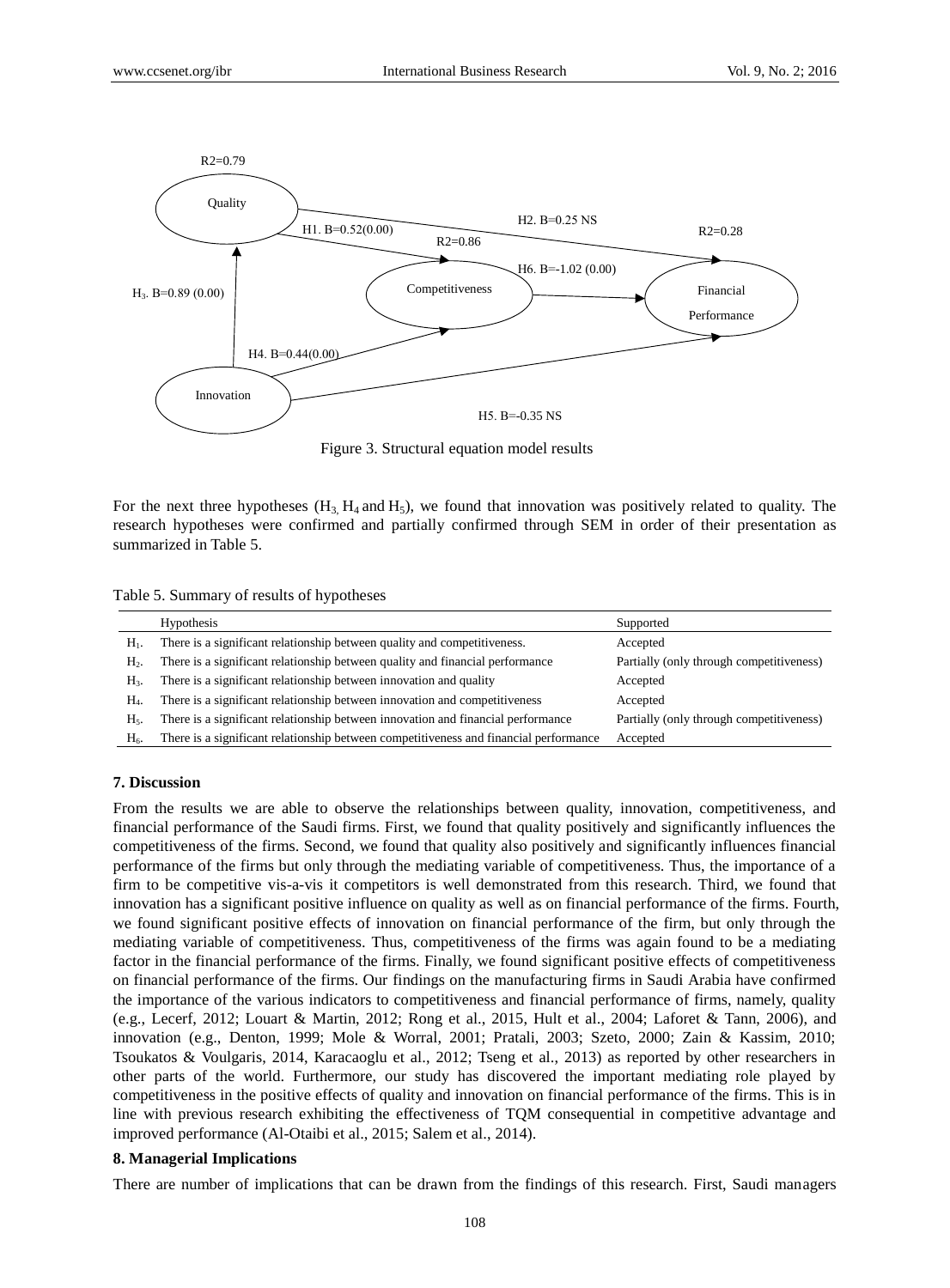R2=0.79

Quality

H2. B=0.25 NS

H1. B=0.52(0.00)

R2=0.28

R2=0.86

H6. B=-1.02 (0.00)

Competitiveness

Financial Performance

H3. B=0.89 (0.00)

H4. B=0.44(0.00)

Innovation

H5. B=-0.35 NS

Figure 3. Structural equation model results

For the next three hypotheses ($H_3$, $H_4$ and $H_5$), we found that innovation was positively related to quality. The research hypotheses were confirmed and partially confirmed through SEM in order of their presentation as summarized in Table 5.

Table 5. Summary of results of hypotheses

| | Hypothesis | Supported |
|---|---|---|
| $H_1$. | There is a significant relationship between quality and competitiveness. | Accepted |
| $H_2$. | There is a significant relationship between quality and financial performance | Partially (only through competitiveness) |
| $H_3$. | There is a significant relationship between innovation and quality | Accepted |
| $H_4$. | There is a significant relationship between innovation and competitiveness | Accepted |
| $H_5$. | There is a significant relationship between innovation and financial performance | Partially (only through competitiveness) |
| $H_6$. | There is a significant relationship between competitiveness and financial performance | Accepted |

**7. Discussion**

From the results we are able to observe the relationships between quality, innovation, competitiveness, and financial performance of the Saudi firms. First, we found that quality positively and significantly influences the competitiveness of the firms. Second, we found that quality also positively and significantly influences financial performance of the firms but only through the mediating variable of competitiveness. Thus, the importance of a firm to be competitive vis-a-vis it competitors is well demonstrated from this research. Third, we found that innovation has a significant positive influence on quality as well as on financial performance of the firms. Fourth, we found significant positive effects of innovation on financial performance of the firm, but only through the mediating variable of competitiveness. Thus, competitiveness of the firms was again found to be a mediating factor in the financial performance of the firms. Finally, we found significant positive effects of competitiveness on financial performance of the firms. Our findings on the manufacturing firms in Saudi Arabia have confirmed the importance of the various indicators to competitiveness and financial performance of firms, namely, quality (e.g., Lecerf, 2012; Louart & Martin, 2012; Rong et al., 2015, Hult et al., 2004; Laforet & Tann, 2006), and innovation (e.g., Denton, 1999; Mole & Worral, 2001; Pratali, 2003; Szeto, 2000; Zain & Kassim, 2010; Tsoukatos & Voulgaris, 2014, Karacaoglu et al., 2012; Tseng et al., 2013) as reported by other researchers in other parts of the world. Furthermore, our study has discovered the important mediating role played by competitiveness in the positive effects of quality and innovation on financial performance of the firms. This is in line with previous research exhibiting the effectiveness of TQM consequential in competitive advantage and improved performance (Al-Otaibi et al., 2015; Salem et al., 2014).

**8. Managerial Implications**

There are number of implications that can be drawn from the findings of this research. First, Saudi managers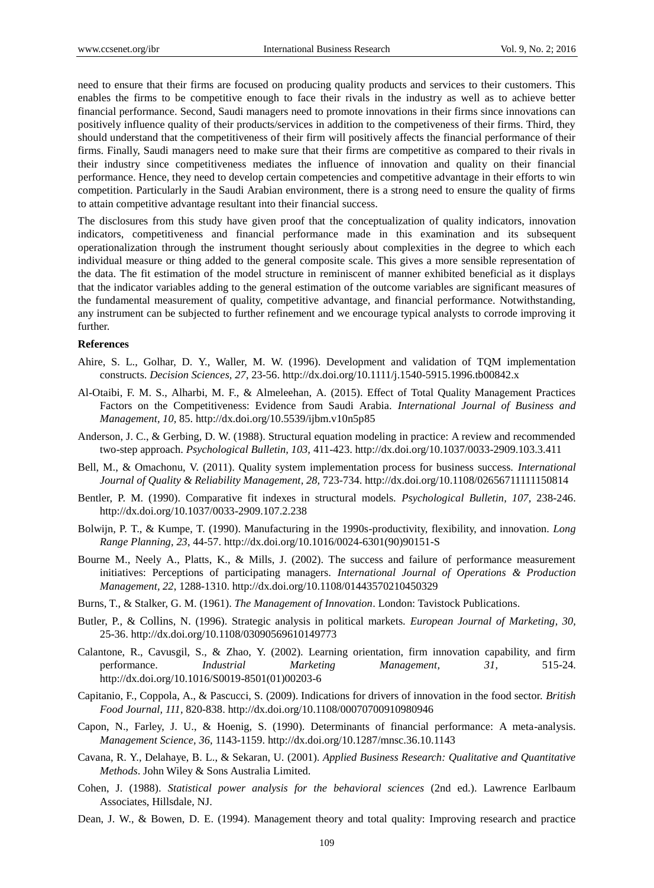need to ensure that their firms are focused on producing quality products and services to their customers. This enables the firms to be competitive enough to face their rivals in the industry as well as to achieve better financial performance. Second, Saudi managers need to promote innovations in their firms since innovations can positively influence quality of their products/services in addition to the competiveness of their firms. Third, they should understand that the competitiveness of their firm will positively affects the financial performance of their firms. Finally, Saudi managers need to make sure that their firms are competitive as compared to their rivals in their industry since competitiveness mediates the influence of innovation and quality on their financial performance. Hence, they need to develop certain competencies and competitive advantage in their efforts to win competition. Particularly in the Saudi Arabian environment, there is a strong need to ensure the quality of firms to attain competitive advantage resultant into their financial success.

The disclosures from this study have given proof that the conceptualization of quality indicators, innovation indicators, competitiveness and financial performance made in this examination and its subsequent operationalization through the instrument thought seriously about complexities in the degree to which each individual measure or thing added to the general composite scale. This gives a more sensible representation of the data. The fit estimation of the model structure in reminiscent of manner exhibited beneficial as it displays that the indicator variables adding to the general estimation of the outcome variables are significant measures of the fundamental measurement of quality, competitive advantage, and financial performance. Notwithstanding, any instrument can be subjected to further refinement and we encourage typical analysts to corrode improving it further.

**References**

Ahire, S. L., Golhar, D. Y., Waller, M. W. (1996). Development and validation of TQM implementation constructs. *Decision Sciences, 27*, 23-56. http://dx.doi.org/10.1111/j.1540-5915.1996.tb00842.x

Al-Otaibi, F. M. S., Alharbi, M. F., & Almeleehan, A. (2015). Effect of Total Quality Management Practices Factors on the Competitiveness: Evidence from Saudi Arabia. *International Journal of Business and Management, 10*, 85. http://dx.doi.org/10.5539/ijbm.v10n5p85

Anderson, J. C., & Gerbing, D. W. (1988). Structural equation modeling in practice: A review and recommended two-step approach. *Psychological Bulletin, 103*, 411-423. http://dx.doi.org/10.1037/0033-2909.103.3.411

Bell, M., & Omachonu, V. (2011). Quality system implementation process for business success. *International Journal of Quality & Reliability Management, 28*, 723-734. http://dx.doi.org/10.1108/02656711111150814

Bentler, P. M. (1990). Comparative fit indexes in structural models. *Psychological Bulletin, 107*, 238-246. http://dx.doi.org/10.1037/0033-2909.107.2.238

Bolwijn, P. T., & Kumpe, T. (1990). Manufacturing in the 1990s-productivity, flexibility, and innovation. *Long Range Planning, 23*, 44-57. http://dx.doi.org/10.1016/0024-6301(90)90151-S

Bourne M., Neely A., Platts, K., & Mills, J. (2002). The success and failure of performance measurement initiatives: Perceptions of participating managers. *International Journal of Operations & Production Management, 22*, 1288-1310. http://dx.doi.org/10.1108/01443570210450329

Burns, T., & Stalker, G. M. (1961). *The Management of Innovation*. London: Tavistock Publications.

Butler, P., & Collins, N. (1996). Strategic analysis in political markets. *European Journal of Marketing, 30*, 25-36. http://dx.doi.org/10.1108/03090569610149773

Calantone, R., Cavusgil, S., & Zhao, Y. (2002). Learning orientation, firm innovation capability, and firm performance. *Industrial Marketing Management, 31*, 515-24. http://dx.doi.org/10.1016/S0019-8501(01)00203-6

Capitanio, F., Coppola, A., & Pascucci, S. (2009). Indications for drivers of innovation in the food sector. *British Food Journal, 111*, 820-838. http://dx.doi.org/10.1108/00070700910980946

Capon, N., Farley, J. U., & Hoenig, S. (1990). Determinants of financial performance: A meta-analysis. *Management Science, 36*, 1143-1159. http://dx.doi.org/10.1287/mnsc.36.10.1143

Cavana, R. Y., Delahaye, B. L., & Sekaran, U. (2001). *Applied Business Research: Qualitative and Quantitative Methods*. John Wiley & Sons Australia Limited.

Cohen, J. (1988). *Statistical power analysis for the behavioral sciences* (2nd ed.). Lawrence Earlbaum Associates, Hillsdale, NJ.

Dean, J. W., & Bowen, D. E. (1994). Management theory and total quality: Improving research and practice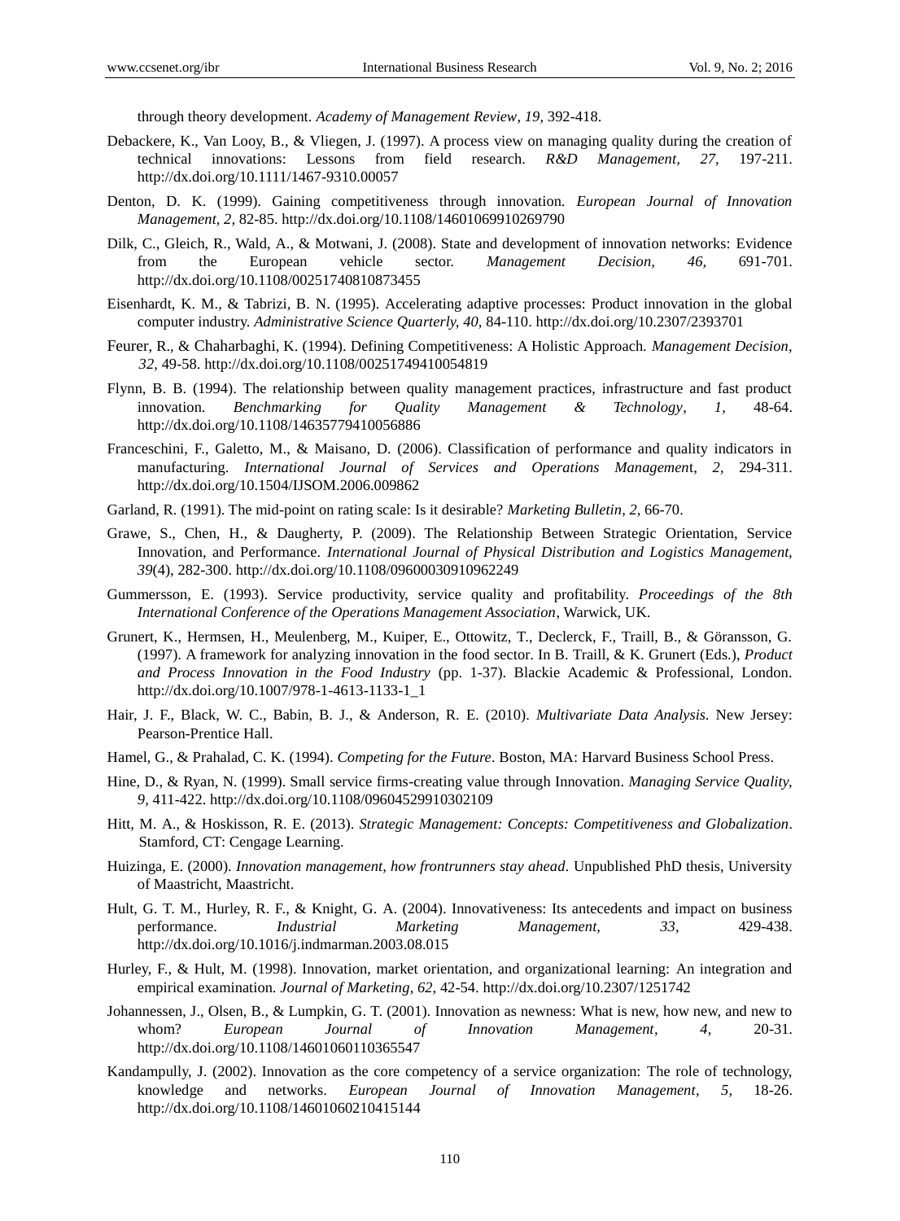through theory development. *Academy of Management Review, 19,* 392-418.

Debackere, K., Van Looy, B., & Vliegen, J. (1997). A process view on managing quality during the creation of technical innovations: Lessons from field research. *R&D Management, 27,* 197-211. http://dx.doi.org/10.1111/1467-9310.00057

Denton, D. K. (1999). Gaining competitiveness through innovation. *European Journal of Innovation Management, 2,* 82-85. http://dx.doi.org/10.1108/14601069910269790

Dilk, C., Gleich, R., Wald, A., & Motwani, J. (2008). State and development of innovation networks: Evidence from the European vehicle sector. *Management Decision, 46,* 691-701. http://dx.doi.org/10.1108/00251740810873455

Eisenhardt, K. M., & Tabrizi, B. N. (1995). Accelerating adaptive processes: Product innovation in the global computer industry. *Administrative Science Quarterly, 40,* 84-110. http://dx.doi.org/10.2307/2393701

Feurer, R., & Chaharbaghi, K. (1994). Defining Competitiveness: A Holistic Approach. *Management Decision, 32,* 49-58. http://dx.doi.org/10.1108/00251749410054819

Flynn, B. B. (1994). The relationship between quality management practices, infrastructure and fast product innovation. *Benchmarking for Quality Management & Technology, 1,* 48-64. http://dx.doi.org/10.1108/14635779410056886

Franceschini, F., Galetto, M., & Maisano, D. (2006). Classification of performance and quality indicators in manufacturing. *International Journal of Services and Operations Management, 2,* 294-311. http://dx.doi.org/10.1504/IJSOM.2006.009862

Garland, R. (1991). The mid-point on rating scale: Is it desirable? *Marketing Bulletin, 2,* 66-70.

Grawe, S., Chen, H., & Daugherty, P. (2009). The Relationship Between Strategic Orientation, Service Innovation, and Performance. *International Journal of Physical Distribution and Logistics Management, 39*(4), 282-300. http://dx.doi.org/10.1108/09600030910962249

Gummersson, E. (1993). Service productivity, service quality and profitability. *Proceedings of the 8th International Conference of the Operations Management Association*, Warwick, UK.

Grunert, K., Hermsen, H., Meulenberg, M., Kuiper, E., Ottowitz, T., Declerck, F., Traill, B., & Göransson, G. (1997). A framework for analyzing innovation in the food sector. In B. Traill, & K. Grunert (Eds.), *Product and Process Innovation in the Food Industry* (pp. 1-37). Blackie Academic & Professional, London. http://dx.doi.org/10.1007/978-1-4613-1133-1_1

Hair, J. F., Black, W. C., Babin, B. J., & Anderson, R. E. (2010). *Multivariate Data Analysis*. New Jersey: Pearson-Prentice Hall.

Hamel, G., & Prahalad, C. K. (1994). *Competing for the Future*. Boston, MA: Harvard Business School Press.

Hine, D., & Ryan, N. (1999). Small service firms-creating value through Innovation. *Managing Service Quality, 9,* 411-422. http://dx.doi.org/10.1108/09604529910302109

Hitt, M. A., & Hoskisson, R. E. (2013). *Strategic Management: Concepts: Competitiveness and Globalization*. Stamford, CT: Cengage Learning.

Huizinga, E. (2000). *Innovation management, how frontrunners stay ahead*. Unpublished PhD thesis, University of Maastricht, Maastricht.

Hult, G. T. M., Hurley, R. F., & Knight, G. A. (2004). Innovativeness: Its antecedents and impact on business performance. *Industrial Marketing Management, 33,* 429-438. http://dx.doi.org/10.1016/j.indmarman.2003.08.015

Hurley, F., & Hult, M. (1998). Innovation, market orientation, and organizational learning: An integration and empirical examination. *Journal of Marketing, 62,* 42-54. http://dx.doi.org/10.2307/1251742

Johannessen, J., Olsen, B., & Lumpkin, G. T. (2001). Innovation as newness: What is new, how new, and new to whom? *European Journal of Innovation Management, 4,* 20-31. http://dx.doi.org/10.1108/14601060110365547

Kandampully, J. (2002). Innovation as the core competency of a service organization: The role of technology, knowledge and networks. *European Journal of Innovation Management, 5,* 18-26. http://dx.doi.org/10.1108/14601060210415144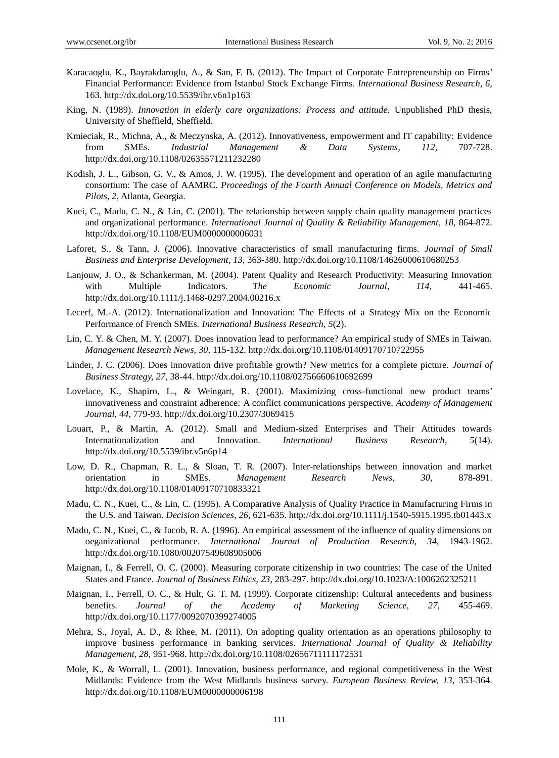Karacaoglu, K., Bayrakdaroglu, A., & San, F. B. (2012). The Impact of Corporate Entrepreneurship on Firms' Financial Performance: Evidence from Istanbul Stock Exchange Firms. *International Business Research, 6,* 163. http://dx.doi.org/10.5539/ibr.v6n1p163

King, N. (1989). *Innovation in elderly care organizations: Process and attitude.* Unpublished PhD thesis, University of Sheffield, Sheffield.

Kmieciak, R., Michna, A., & Meczynska, A. (2012). Innovativeness, empowerment and IT capability: Evidence from SMEs. *Industrial Management & Data Systems, 112,* 707-728. http://dx.doi.org/10.1108/02635571211232280

Kodish, J. L., Gibson, G. V., & Amos, J. W. (1995). The development and operation of an agile manufacturing consortium: The case of AAMRC. *Proceedings of the Fourth Annual Conference on Models, Metrics and Pilots, 2,* Atlanta, Georgia.

Kuei, C., Madu, C. N., & Lin, C. (2001). The relationship between supply chain quality management practices and organizational performance. *International Journal of Quality & Reliability Management, 18,* 864-872. http://dx.doi.org/10.1108/EUM0000000006031

Laforet, S., & Tann, J. (2006). Innovative characteristics of small manufacturing firms. *Journal of Small Business and Enterprise Development, 13,* 363-380. http://dx.doi.org/10.1108/14626000610680253

Lanjouw, J. O., & Schankerman, M. (2004). Patent Quality and Research Productivity: Measuring Innovation with Multiple Indicators. *The Economic Journal, 114,* 441-465. http://dx.doi.org/10.1111/j.1468-0297.2004.00216.x

Lecerf, M.-A. (2012). Internationalization and Innovation: The Effects of a Strategy Mix on the Economic Performance of French SMEs. *International Business Research, 5*(2).

Lin, C. Y. & Chen, M. Y. (2007). Does innovation lead to performance? An empirical study of SMEs in Taiwan. *Management Research News, 30,* 115-132. http://dx.doi.org/10.1108/01409170710722955

Linder, J. C. (2006). Does innovation drive profitable growth? New metrics for a complete picture. *Journal of Business Strategy, 27*, 38-44. http://dx.doi.org/10.1108/02756660610692699

Lovelace, K., Shapiro, L., & Weingart, R. (2001). Maximizing cross-functional new product teams' innovativeness and constraint adherence: A conflict communications perspective. *Academy of Management Journal, 44*, 779-93. http://dx.doi.org/10.2307/3069415

Louart, P., & Martin, A. (2012). Small and Medium-sized Enterprises and Their Attitudes towards Internationalization and Innovation. *International Business Research, 5*(14). http://dx.doi.org/10.5539/ibr.v5n6p14

Low, D. R., Chapman, R. L., & Sloan, T. R. (2007). Inter-relationships between innovation and market orientation in SMEs. *Management Research News, 30,* 878-891. http://dx.doi.org/10.1108/01409170710833321

Madu, C. N., Kuei, C., & Lin, C. (1995). A Comparative Analysis of Quality Practice in Manufacturing Firms in the U.S. and Taiwan. *Decision Sciences, 26,* 621-635. http://dx.doi.org/10.1111/j.1540-5915.1995.tb01443.x

Madu, C. N., Kuei, C., & Jacob, R. A. (1996). An empirical assessment of the influence of quality dimensions on oeganizational performance. *International Journal of Production Research, 34*, 1943-1962. http://dx.doi.org/10.1080/00207549608905006

Maignan, I., & Ferrell, O. C. (2000). Measuring corporate citizenship in two countries: The case of the United States and France. *Journal of Business Ethics, 23,* 283-297. http://dx.doi.org/10.1023/A:1006262325211

Maignan, I., Ferrell, O. C., & Hult, G. T. M. (1999). Corporate citizenship: Cultural antecedents and business benefits. *Journal of the Academy of Marketing Science, 27,* 455-469. http://dx.doi.org/10.1177/0092070399274005

Mehra, S., Joyal, A. D., & Rhee, M. (2011). On adopting quality orientation as an operations philosophy to improve business performance in banking services. *International Journal of Quality & Reliability Management, 28,* 951-968. http://dx.doi.org/10.1108/02656711111172531

Mole, K., & Worrall, L. (2001). Innovation, business performance, and regional competitiveness in the West Midlands: Evidence from the West Midlands business survey. *European Business Review, 13*, 353-364. http://dx.doi.org/10.1108/EUM0000000006198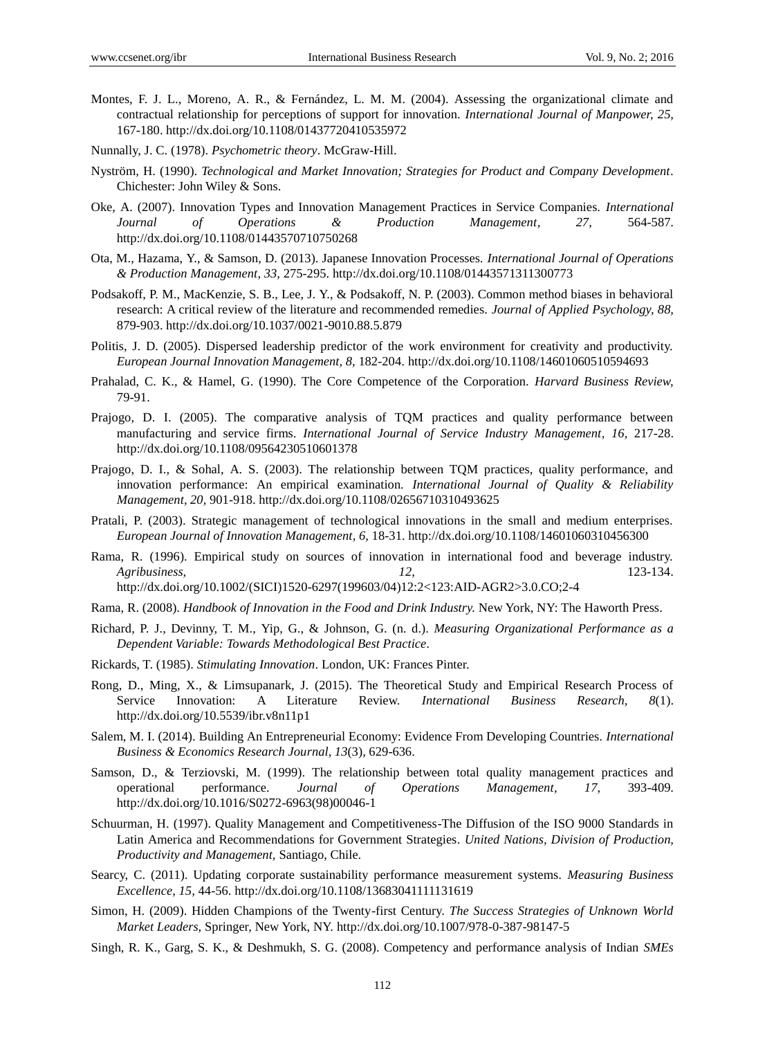Montes, F. J. L., Moreno, A. R., & Fernández, L. M. M. (2004). Assessing the organizational climate and contractual relationship for perceptions of support for innovation. *International Journal of Manpower, 25,* 167-180. http://dx.doi.org/10.1108/01437720410535972

Nunnally, J. C. (1978). *Psychometric theory*. McGraw-Hill.

Nyström, H. (1990). *Technological and Market Innovation; Strategies for Product and Company Development*. Chichester: John Wiley & Sons.

Oke, A. (2007). Innovation Types and Innovation Management Practices in Service Companies. *International Journal of Operations & Production Management, 27,* 564-587. http://dx.doi.org/10.1108/01443570710750268

Ota, M., Hazama, Y., & Samson, D. (2013). Japanese Innovation Processes. *International Journal of Operations & Production Management, 33,* 275-295. http://dx.doi.org/10.1108/01443571311300773

Podsakoff, P. M., MacKenzie, S. B., Lee, J. Y., & Podsakoff, N. P. (2003). Common method biases in behavioral research: A critical review of the literature and recommended remedies. *Journal of Applied Psychology, 88,* 879-903. http://dx.doi.org/10.1037/0021-9010.88.5.879

Politis, J. D. (2005). Dispersed leadership predictor of the work environment for creativity and productivity. *European Journal Innovation Management, 8,* 182-204. http://dx.doi.org/10.1108/14601060510594693

Prahalad, C. K., & Hamel, G. (1990). The Core Competence of the Corporation. *Harvard Business Review,* 79-91.

Prajogo, D. I. (2005). The comparative analysis of TQM practices and quality performance between manufacturing and service firms. *International Journal of Service Industry Management, 16,* 217-28. http://dx.doi.org/10.1108/09564230510601378

Prajogo, D. I., & Sohal, A. S. (2003). The relationship between TQM practices, quality performance, and innovation performance: An empirical examination. *International Journal of Quality & Reliability Management, 20,* 901-918. http://dx.doi.org/10.1108/02656710310493625

Pratali, P. (2003). Strategic management of technological innovations in the small and medium enterprises. *European Journal of Innovation Management, 6,* 18-31. http://dx.doi.org/10.1108/14601060310456300

Rama, R. (1996). Empirical study on sources of innovation in international food and beverage industry. *Agribusiness, 12,* 123-134. http://dx.doi.org/10.1002/(SICI)1520-6297(199603/04)12:2<123:AID-AGR2>3.0.CO;2-4

Rama, R. (2008). *Handbook of Innovation in the Food and Drink Industry.* New York, NY: The Haworth Press.

Richard, P. J., Devinny, T. M., Yip, G., & Johnson, G. (n. d.). *Measuring Organizational Performance as a Dependent Variable: Towards Methodological Best Practice*.

Rickards, T. (1985). *Stimulating Innovation*. London, UK: Frances Pinter.

Rong, D., Ming, X., & Limsupanark, J. (2015). The Theoretical Study and Empirical Research Process of Service Innovation: A Literature Review. *International Business Research, 8*(1). http://dx.doi.org/10.5539/ibr.v8n11p1

Salem, M. I. (2014). Building An Entrepreneurial Economy: Evidence From Developing Countries. *International Business & Economics Research Journal, 13*(3), 629-636.

Samson, D., & Terziovski, M. (1999). The relationship between total quality management practices and operational performance. *Journal of Operations Management, 17,* 393-409. http://dx.doi.org/10.1016/S0272-6963(98)00046-1

Schuurman, H. (1997). Quality Management and Competitiveness-The Diffusion of the ISO 9000 Standards in Latin America and Recommendations for Government Strategies. *United Nations, Division of Production, Productivity and Management,* Santiago, Chile.

Searcy, C. (2011). Updating corporate sustainability performance measurement systems. *Measuring Business Excellence, 15,* 44-56. http://dx.doi.org/10.1108/13683041111131619

Simon, H. (2009). Hidden Champions of the Twenty-first Century. *The Success Strategies of Unknown World Market Leaders,* Springer, New York, NY. http://dx.doi.org/10.1007/978-0-387-98147-5

Singh, R. K., Garg, S. K., & Deshmukh, S. G. (2008). Competency and performance analysis of Indian *SMEs*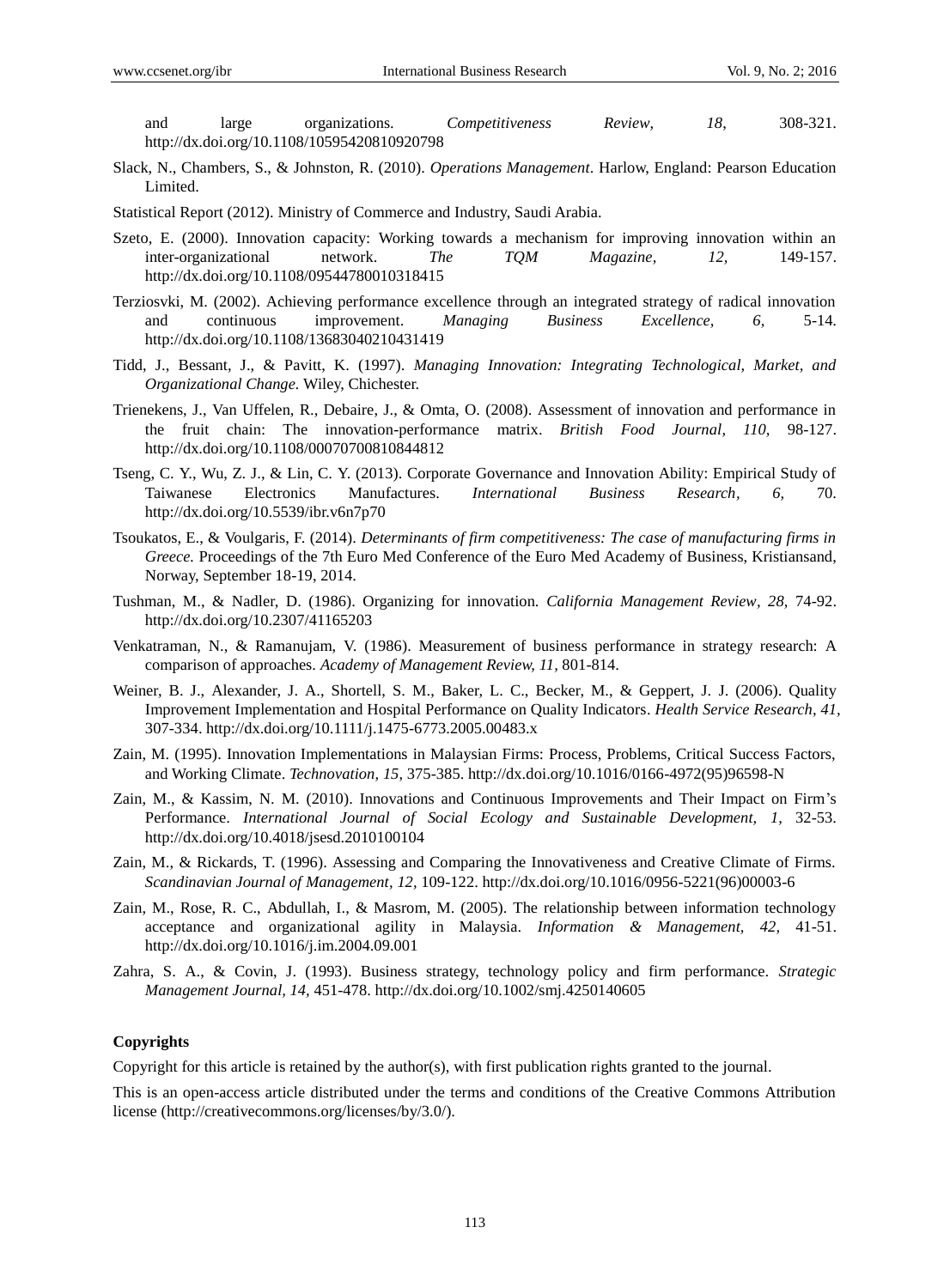and large organizations. *Competitiveness Review, 18*, 308-321. http://dx.doi.org/10.1108/10595420810920798

Slack, N., Chambers, S., & Johnston, R. (2010). *Operations Management*. Harlow, England: Pearson Education Limited.

Statistical Report (2012). Ministry of Commerce and Industry, Saudi Arabia.

Szeto, E. (2000). Innovation capacity: Working towards a mechanism for improving innovation within an inter-organizational network. *The TQM Magazine, 12*, 149-157. http://dx.doi.org/10.1108/09544780010318415

Terziosvki, M. (2002). Achieving performance excellence through an integrated strategy of radical innovation and continuous improvement. *Managing Business Excellence, 6*, 5-14. http://dx.doi.org/10.1108/13683040210431419

Tidd, J., Bessant, J., & Pavitt, K. (1997). *Managing Innovation: Integrating Technological, Market, and Organizational Change.* Wiley, Chichester.

Trienekens, J., Van Uffelen, R., Debaire, J., & Omta, O. (2008). Assessment of innovation and performance in the fruit chain: The innovation-performance matrix. *British Food Journal, 110*, 98-127. http://dx.doi.org/10.1108/00070700810844812

Tseng, C. Y., Wu, Z. J., & Lin, C. Y. (2013). Corporate Governance and Innovation Ability: Empirical Study of Taiwanese Electronics Manufactures. *International Business Research, 6*, 70. http://dx.doi.org/10.5539/ibr.v6n7p70

Tsoukatos, E., & Voulgaris, F. (2014). *Determinants of firm competitiveness: The case of manufacturing firms in Greece.* Proceedings of the 7th Euro Med Conference of the Euro Med Academy of Business, Kristiansand, Norway, September 18-19, 2014.

Tushman, M., & Nadler, D. (1986). Organizing for innovation. *California Management Review, 28*, 74-92. http://dx.doi.org/10.2307/41165203

Venkatraman, N., & Ramanujam, V. (1986). Measurement of business performance in strategy research: A comparison of approaches. *Academy of Management Review, 11*, 801-814.

Weiner, B. J., Alexander, J. A., Shortell, S. M., Baker, L. C., Becker, M., & Geppert, J. J. (2006). Quality Improvement Implementation and Hospital Performance on Quality Indicators. *Health Service Research, 41*, 307-334. http://dx.doi.org/10.1111/j.1475-6773.2005.00483.x

Zain, M. (1995). Innovation Implementations in Malaysian Firms: Process, Problems, Critical Success Factors, and Working Climate. *Technovation, 15*, 375-385. http://dx.doi.org/10.1016/0166-4972(95)96598-N

Zain, M., & Kassim, N. M. (2010). Innovations and Continuous Improvements and Their Impact on Firm's Performance. *International Journal of Social Ecology and Sustainable Development, 1*, 32-53. http://dx.doi.org/10.4018/jsesd.2010100104

Zain, M., & Rickards, T. (1996). Assessing and Comparing the Innovativeness and Creative Climate of Firms. *Scandinavian Journal of Management, 12*, 109-122. http://dx.doi.org/10.1016/0956-5221(96)00003-6

Zain, M., Rose, R. C., Abdullah, I., & Masrom, M. (2005). The relationship between information technology acceptance and organizational agility in Malaysia. *Information & Management, 42*, 41-51. http://dx.doi.org/10.1016/j.im.2004.09.001

Zahra, S. A., & Covin, J. (1993). Business strategy, technology policy and firm performance. *Strategic Management Journal, 14*, 451-478. http://dx.doi.org/10.1002/smj.4250140605

**Copyrights**

Copyright for this article is retained by the author(s), with first publication rights granted to the journal.

This is an open-access article distributed under the terms and conditions of the Creative Commons Attribution license (http://creativecommons.org/licenses/by/3.0/).